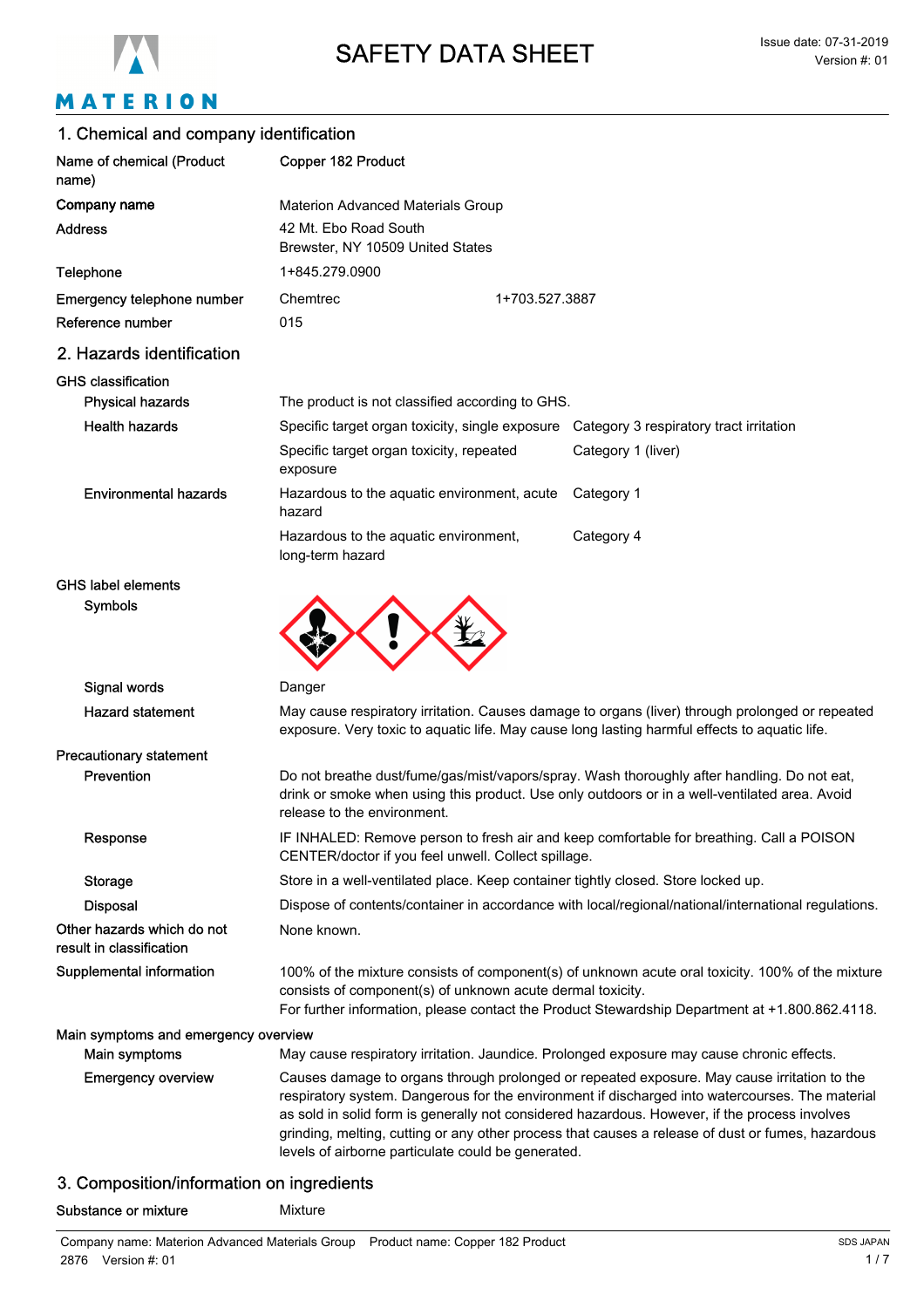# SAFETY DATA SHEET

Issue date: 07-31-2019
Version #: 01

## 1. Chemical and company identification

| | |
|---|---|
| **Name of chemical (Product name)** | **Copper 182 Product** |
| **Company name** | Materion Advanced Materials Group |
| **Address** | 42 Mt. Ebo Road South<br>Brewster, NY 10509 United States |
| **Telephone** | 1+845.279.0900 |
| **Emergency telephone number** | Chemtrec 1+703.527.3887 |
| **Reference number** | 015 |

## 2. Hazards identification

**GHS classification**

| | | |
|---|---|---|
| **Physical hazards** | The product is not classified according to GHS. | |
| **Health hazards** | Specific target organ toxicity, single exposure | Category 3 respiratory tract irritation |
| | Specific target organ toxicity, repeated exposure | Category 1 (liver) |
| **Environmental hazards** | Hazardous to the aquatic environment, acute hazard | Category 1 |
| | Hazardous to the aquatic environment, long-term hazard | Category 4 |

**GHS label elements**

**Symbols**

**Signal words** Danger

**Hazard statement** May cause respiratory irritation. Causes damage to organs (liver) through prolonged or repeated exposure. Very toxic to aquatic life. May cause long lasting harmful effects to aquatic life.

**Precautionary statement**

**Prevention** Do not breathe dust/fume/gas/mist/vapors/spray. Wash thoroughly after handling. Do not eat, drink or smoke when using this product. Use only outdoors or in a well-ventilated area. Avoid release to the environment.

**Response** IF INHALED: Remove person to fresh air and keep comfortable for breathing. Call a POISON CENTER/doctor if you feel unwell. Collect spillage.

**Storage** Store in a well-ventilated place. Keep container tightly closed. Store locked up.

**Disposal** Dispose of contents/container in accordance with local/regional/national/international regulations.

**Other hazards which do not result in classification** None known.

**Supplemental information** 100% of the mixture consists of component(s) of unknown acute oral toxicity. 100% of the mixture consists of component(s) of unknown acute dermal toxicity.
For further information, please contact the Product Stewardship Department at +1.800.862.4118.

**Main symptoms and emergency overview**

**Main symptoms** May cause respiratory irritation. Jaundice. Prolonged exposure may cause chronic effects.

**Emergency overview** Causes damage to organs through prolonged or repeated exposure. May cause irritation to the respiratory system. Dangerous for the environment if discharged into watercourses. The material as sold in solid form is generally not considered hazardous. However, if the process involves grinding, melting, cutting or any other process that causes a release of dust or fumes, hazardous levels of airborne particulate could be generated.

## 3. Composition/information on ingredients

**Substance or mixture** Mixture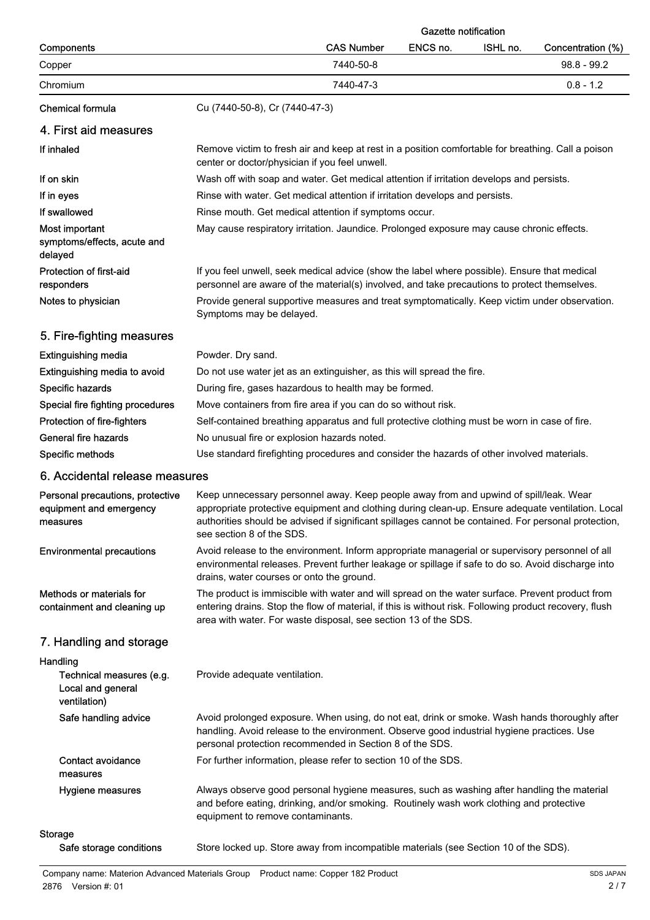| Components | CAS Number | ENCS no. | ISHL no. | Concentration (%) |
|---|---|---|---|---|
| | | Gazette notification | | |
| Copper | 7440-50-8 | | | 98.8 - 99.2 |
| Chromium | 7440-47-3 | | | 0.8 - 1.2 |

**Chemical formula** Cu (7440-50-8), Cr (7440-47-3)

## 4. First aid measures

**If inhaled** Remove victim to fresh air and keep at rest in a position comfortable for breathing. Call a poison center or doctor/physician if you feel unwell.

**If on skin** Wash off with soap and water. Get medical attention if irritation develops and persists.

**If in eyes** Rinse with water. Get medical attention if irritation develops and persists.

**If swallowed** Rinse mouth. Get medical attention if symptoms occur.

**Most important symptoms/effects, acute and delayed** May cause respiratory irritation. Jaundice. Prolonged exposure may cause chronic effects.

**Protection of first-aid responders** If you feel unwell, seek medical advice (show the label where possible). Ensure that medical personnel are aware of the material(s) involved, and take precautions to protect themselves.

**Notes to physician** Provide general supportive measures and treat symptomatically. Keep victim under observation. Symptoms may be delayed.

## 5. Fire-fighting measures

**Extinguishing media** Powder. Dry sand.

**Extinguishing media to avoid** Do not use water jet as an extinguisher, as this will spread the fire.

**Specific hazards** During fire, gases hazardous to health may be formed.

**Special fire fighting procedures** Move containers from fire area if you can do so without risk.

**Protection of fire-fighters** Self-contained breathing apparatus and full protective clothing must be worn in case of fire.

**General fire hazards** No unusual fire or explosion hazards noted.

**Specific methods** Use standard firefighting procedures and consider the hazards of other involved materials.

## 6. Accidental release measures

**Personal precautions, protective equipment and emergency measures** Keep unnecessary personnel away. Keep people away from and upwind of spill/leak. Wear appropriate protective equipment and clothing during clean-up. Ensure adequate ventilation. Local authorities should be advised if significant spillages cannot be contained. For personal protection, see section 8 of the SDS.

**Environmental precautions** Avoid release to the environment. Inform appropriate managerial or supervisory personnel of all environmental releases. Prevent further leakage or spillage if safe to do so. Avoid discharge into drains, water courses or onto the ground.

**Methods or materials for containment and cleaning up** The product is immiscible with water and will spread on the water surface. Prevent product from entering drains. Stop the flow of material, if this is without risk. Following product recovery, flush area with water. For waste disposal, see section 13 of the SDS.

## 7. Handling and storage

**Handling**

**Technical measures (e.g. Local and general ventilation)** Provide adequate ventilation.

**Safe handling advice** Avoid prolonged exposure. When using, do not eat, drink or smoke. Wash hands thoroughly after handling. Avoid release to the environment. Observe good industrial hygiene practices. Use personal protection recommended in Section 8 of the SDS.

**Contact avoidance measures** For further information, please refer to section 10 of the SDS.

**Hygiene measures** Always observe good personal hygiene measures, such as washing after handling the material and before eating, drinking, and/or smoking. Routinely wash work clothing and protective equipment to remove contaminants.

**Storage**

**Safe storage conditions** Store locked up. Store away from incompatible materials (see Section 10 of the SDS).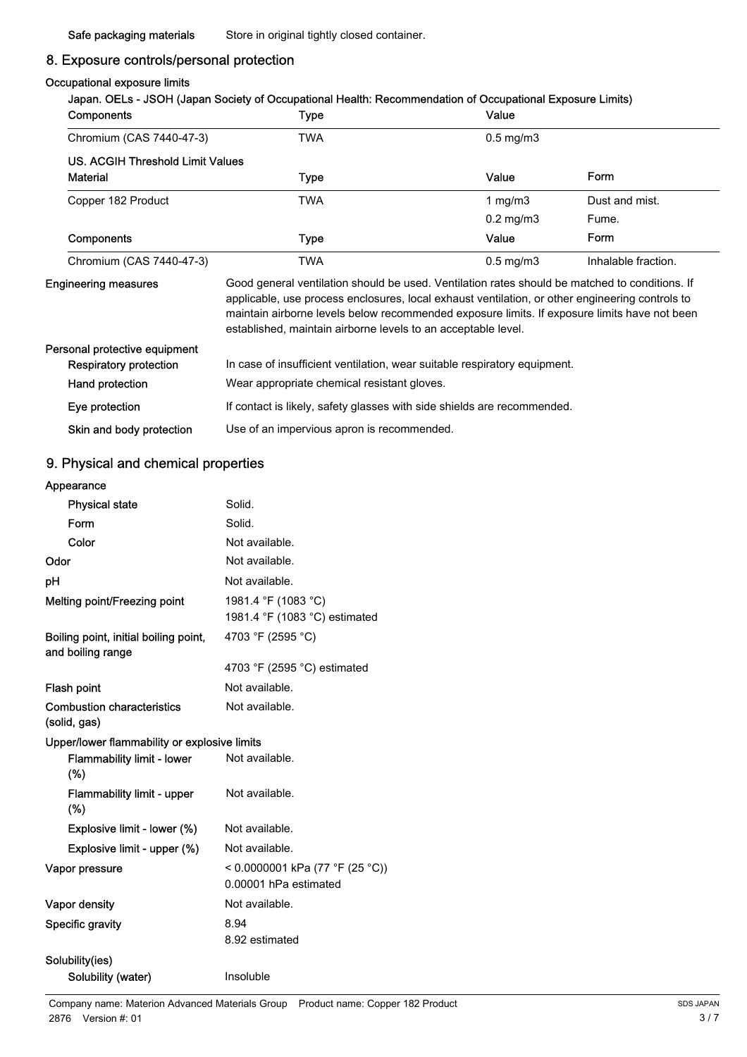**Safe packaging materials** Store in original tightly closed container.

## 8. Exposure controls/personal protection

### Occupational exposure limits

**Japan. OELs - JSOH (Japan Society of Occupational Health: Recommendation of Occupational Exposure Limits)**

| Components | Type | Value |
|---|---|---|
| Chromium (CAS 7440-47-3) | TWA | 0.5 mg/m3 |

**US. ACGIH Threshold Limit Values**

| Material | Type | Value | Form |
|---|---|---|---|
| Copper 182 Product | TWA | 1 mg/m3 | Dust and mist. |
| | | 0.2 mg/m3 | Fume. |
| **Components** | **Type** | **Value** | **Form** |
| Chromium (CAS 7440-47-3) | TWA | 0.5 mg/m3 | Inhalable fraction. |

**Engineering measures** Good general ventilation should be used. Ventilation rates should be matched to conditions. If applicable, use process enclosures, local exhaust ventilation, or other engineering controls to maintain airborne levels below recommended exposure limits. If exposure limits have not been established, maintain airborne levels to an acceptable level.

**Personal protective equipment**

- **Respiratory protection** In case of insufficient ventilation, wear suitable respiratory equipment.
- **Hand protection** Wear appropriate chemical resistant gloves.
- **Eye protection** If contact is likely, safety glasses with side shields are recommended.
- **Skin and body protection** Use of an impervious apron is recommended.

## 9. Physical and chemical properties

**Appearance**

- **Physical state** Solid.
- **Form** Solid.
- **Color** Not available.

**Odor** Not available.

**pH** Not available.

**Melting point/Freezing point** 1981.4 °F (1083 °C)
1981.4 °F (1083 °C) estimated

**Boiling point, initial boiling point, and boiling range** 4703 °F (2595 °C)
4703 °F (2595 °C) estimated

**Flash point** Not available.

**Combustion characteristics (solid, gas)** Not available.

**Upper/lower flammability or explosive limits**

- **Flammability limit - lower (%)** Not available.
- **Flammability limit - upper (%)** Not available.
- **Explosive limit - lower (%)** Not available.
- **Explosive limit - upper (%)** Not available.

**Vapor pressure** < 0.0000001 kPa (77 °F (25 °C))
0.00001 hPa estimated

**Vapor density** Not available.

**Specific gravity** 8.94
8.92 estimated

**Solubility(ies)**

- **Solubility (water)** Insoluble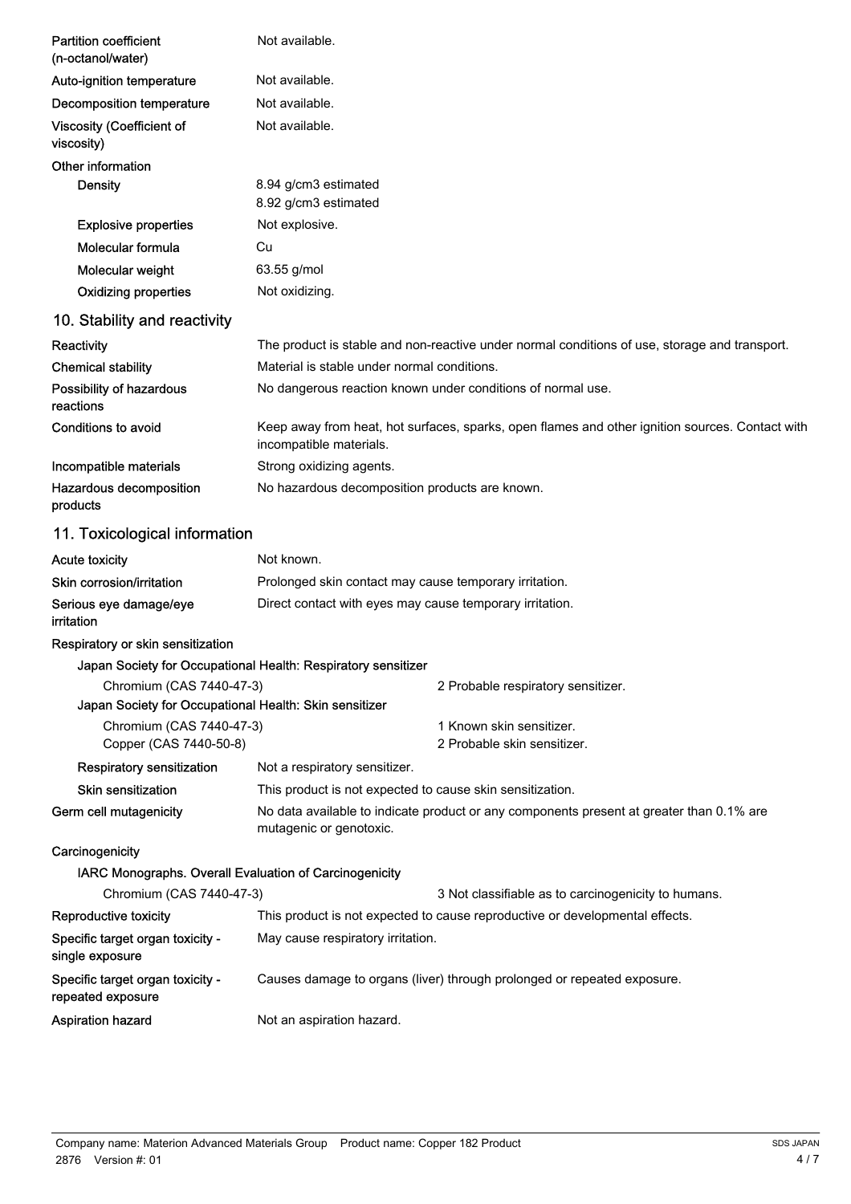| | |
|---|---|
| Partition coefficient (n-octanol/water) | Not available. |
| Auto-ignition temperature | Not available. |
| Decomposition temperature | Not available. |
| Viscosity (Coefficient of viscosity) | Not available. |

**Other information**

| | |
|---|---|
| Density | 8.94 g/cm3 estimated<br>8.92 g/cm3 estimated |
| Explosive properties | Not explosive. |
| Molecular formula | Cu |
| Molecular weight | 63.55 g/mol |
| Oxidizing properties | Not oxidizing. |

## 10. Stability and reactivity

| | |
|---|---|
| Reactivity | The product is stable and non-reactive under normal conditions of use, storage and transport. |
| Chemical stability | Material is stable under normal conditions. |
| Possibility of hazardous reactions | No dangerous reaction known under conditions of normal use. |
| Conditions to avoid | Keep away from heat, hot surfaces, sparks, open flames and other ignition sources. Contact with incompatible materials. |
| Incompatible materials | Strong oxidizing agents. |
| Hazardous decomposition products | No hazardous decomposition products are known. |

## 11. Toxicological information

| | |
|---|---|
| Acute toxicity | Not known. |
| Skin corrosion/irritation | Prolonged skin contact may cause temporary irritation. |
| Serious eye damage/eye irritation | Direct contact with eyes may cause temporary irritation. |

**Respiratory or skin sensitization**

Japan Society for Occupational Health: Respiratory sensitizer

| | |
|---|---|
| Chromium (CAS 7440-47-3) | 2 Probable respiratory sensitizer. |

Japan Society for Occupational Health: Skin sensitizer

| | |
|---|---|
| Chromium (CAS 7440-47-3) | 1 Known skin sensitizer. |
| Copper (CAS 7440-50-8) | 2 Probable skin sensitizer. |

| | |
|---|---|
| Respiratory sensitization | Not a respiratory sensitizer. |
| Skin sensitization | This product is not expected to cause skin sensitization. |
| Germ cell mutagenicity | No data available to indicate product or any components present at greater than 0.1% are mutagenic or genotoxic. |

**Carcinogenicity**

IARC Monographs. Overall Evaluation of Carcinogenicity

| | |
|---|---|
| Chromium (CAS 7440-47-3) | 3 Not classifiable as to carcinogenicity to humans. |

| | |
|---|---|
| Reproductive toxicity | This product is not expected to cause reproductive or developmental effects. |
| Specific target organ toxicity - single exposure | May cause respiratory irritation. |
| Specific target organ toxicity - repeated exposure | Causes damage to organs (liver) through prolonged or repeated exposure. |
| Aspiration hazard | Not an aspiration hazard. |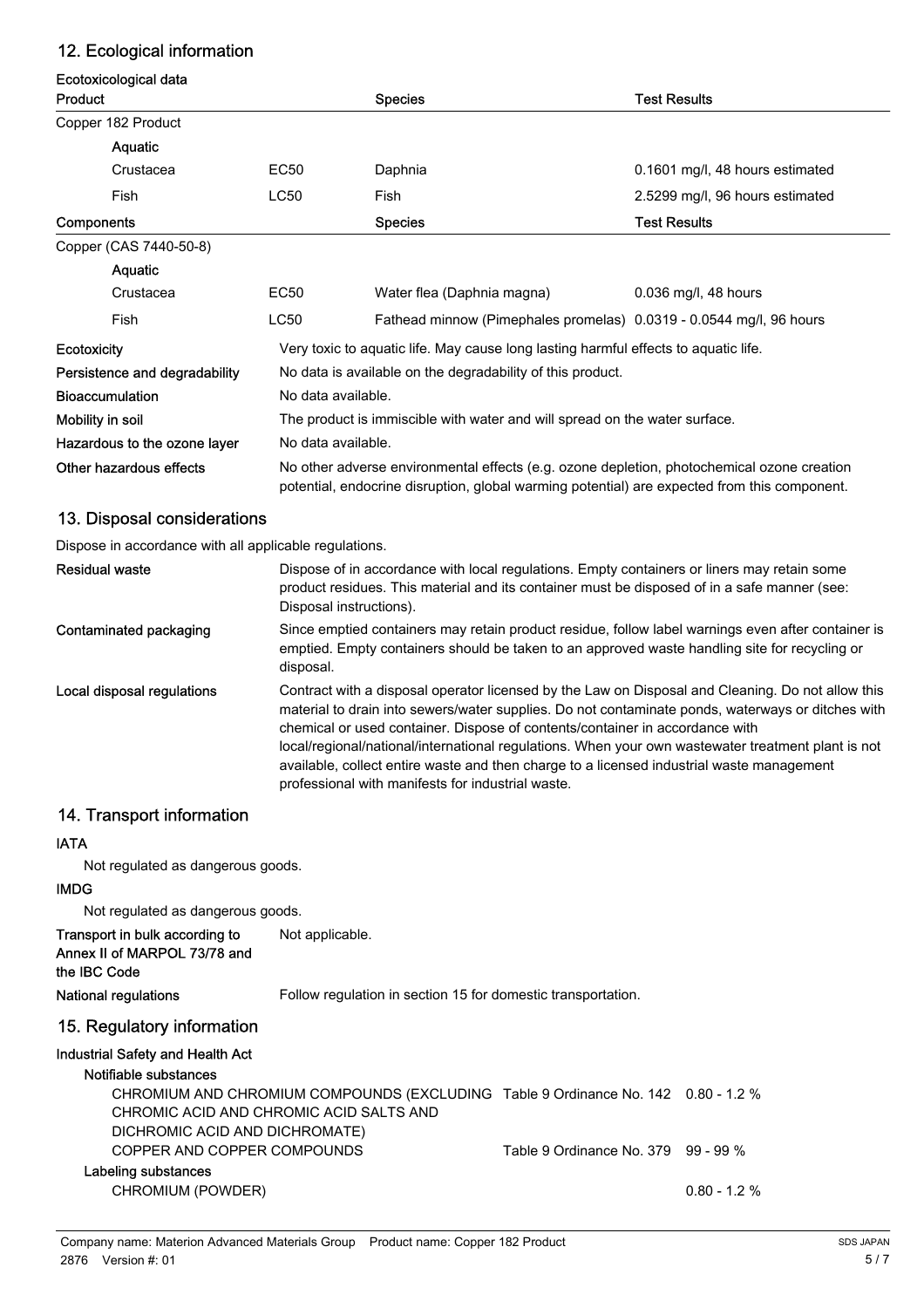## 12. Ecological information

**Ecotoxicological data**

| Product | | Species | Test Results |
|---|---|---|---|
| Copper 182 Product | | | |
| **Aquatic** | | | |
| Crustacea | EC50 | Daphnia | 0.1601 mg/l, 48 hours estimated |
| Fish | LC50 | Fish | 2.5299 mg/l, 96 hours estimated |
| **Components** | | **Species** | **Test Results** |
| Copper (CAS 7440-50-8) | | | |
| **Aquatic** | | | |
| Crustacea | EC50 | Water flea (Daphnia magna) | 0.036 mg/l, 48 hours |
| Fish | LC50 | Fathead minnow (Pimephales promelas) | 0.0319 - 0.0544 mg/l, 96 hours |

**Ecotoxicity** Very toxic to aquatic life. May cause long lasting harmful effects to aquatic life.

**Persistence and degradability** No data is available on the degradability of this product.

**Bioaccumulation** No data available.

**Mobility in soil** The product is immiscible with water and will spread on the water surface.

**Hazardous to the ozone layer** No data available.

**Other hazardous effects** No other adverse environmental effects (e.g. ozone depletion, photochemical ozone creation potential, endocrine disruption, global warming potential) are expected from this component.

## 13. Disposal considerations

Dispose in accordance with all applicable regulations.

**Residual waste** Dispose of in accordance with local regulations. Empty containers or liners may retain some product residues. This material and its container must be disposed of in a safe manner (see: Disposal instructions).

**Contaminated packaging** Since emptied containers may retain product residue, follow label warnings even after container is emptied. Empty containers should be taken to an approved waste handling site for recycling or disposal.

**Local disposal regulations** Contract with a disposal operator licensed by the Law on Disposal and Cleaning. Do not allow this material to drain into sewers/water supplies. Do not contaminate ponds, waterways or ditches with chemical or used container. Dispose of contents/container in accordance with local/regional/national/international regulations. When your own wastewater treatment plant is not available, collect entire waste and then charge to a licensed industrial waste management professional with manifests for industrial waste.

## 14. Transport information

**IATA**

Not regulated as dangerous goods.

**IMDG**

Not regulated as dangerous goods.

**Transport in bulk according to Annex II of MARPOL 73/78 and the IBC Code** Not applicable.

**National regulations** Follow regulation in section 15 for domestic transportation.

## 15. Regulatory information

**Industrial Safety and Health Act**

**Notifiable substances**

| Substance | Reference | Concentration |
|---|---|---|
| CHROMIUM AND CHROMIUM COMPOUNDS (EXCLUDING CHROMIC ACID AND CHROMIC ACID SALTS AND DICHROMIC ACID AND DICHROMATE) | Table 9 Ordinance No. 142 | 0.80 - 1.2 % |
| COPPER AND COPPER COMPOUNDS | Table 9 Ordinance No. 379 | 99 - 99 % |

**Labeling substances**

| Substance | Concentration |
|---|---|
| CHROMIUM (POWDER) | 0.80 - 1.2 % |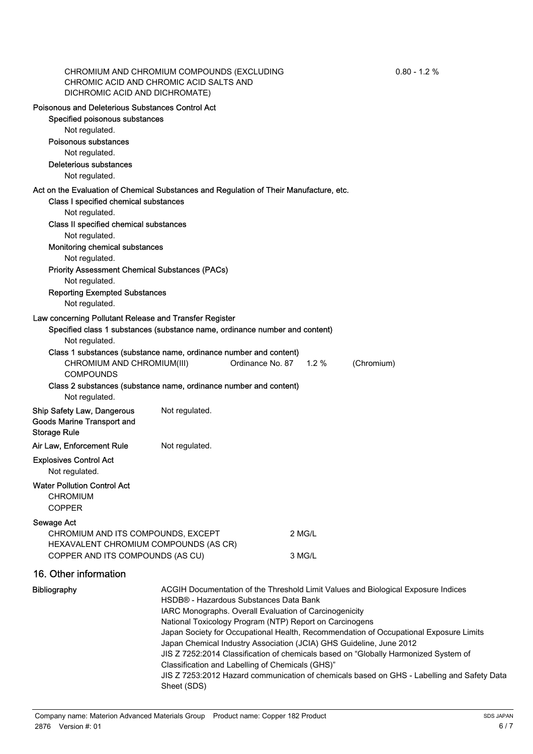| | |
|---|---|
| CHROMIUM AND CHROMIUM COMPOUNDS (EXCLUDING CHROMIC ACID AND CHROMIC ACID SALTS AND DICHROMIC ACID AND DICHROMATE) | 0.80 - 1.2 % |

**Poisonous and Deleterious Substances Control Act**

**Specified poisonous substances**

Not regulated.

**Poisonous substances**

Not regulated.

**Deleterious substances**

Not regulated.

**Act on the Evaluation of Chemical Substances and Regulation of Their Manufacture, etc.**

**Class I specified chemical substances**

Not regulated.

**Class II specified chemical substances**

Not regulated.

**Monitoring chemical substances**

Not regulated.

**Priority Assessment Chemical Substances (PACs)**

Not regulated.

**Reporting Exempted Substances**

Not regulated.

**Law concerning Pollutant Release and Transfer Register**

**Specified class 1 substances (substance name, ordinance number and content)**

Not regulated.

**Class 1 substances (substance name, ordinance number and content)**

| | | | |
|---|---|---|---|
| CHROMIUM AND CHROMIUM(III) COMPOUNDS | Ordinance No. 87 | 1.2 % | (Chromium) |

**Class 2 substances (substance name, ordinance number and content)**

Not regulated.

**Ship Safety Law, Dangerous Goods Marine Transport and Storage Rule** Not regulated.

**Air Law, Enforcement Rule** Not regulated.

**Explosives Control Act**

Not regulated.

**Water Pollution Control Act**

CHROMIUM

COPPER

**Sewage Act**

| | |
|---|---|
| CHROMIUM AND ITS COMPOUNDS, EXCEPT HEXAVALENT CHROMIUM COMPOUNDS (AS CR) | 2 MG/L |
| COPPER AND ITS COMPOUNDS (AS CU) | 3 MG/L |

## 16. Other information

**Bibliography**

ACGIH Documentation of the Threshold Limit Values and Biological Exposure Indices
HSDB® - Hazardous Substances Data Bank
IARC Monographs. Overall Evaluation of Carcinogenicity
National Toxicology Program (NTP) Report on Carcinogens
Japan Society for Occupational Health, Recommendation of Occupational Exposure Limits
Japan Chemical Industry Association (JCIA) GHS Guideline, June 2012
JIS Z 7252:2014 Classification of chemicals based on “Globally Harmonized System of Classification and Labelling of Chemicals (GHS)”
JIS Z 7253:2012 Hazard communication of chemicals based on GHS - Labelling and Safety Data Sheet (SDS)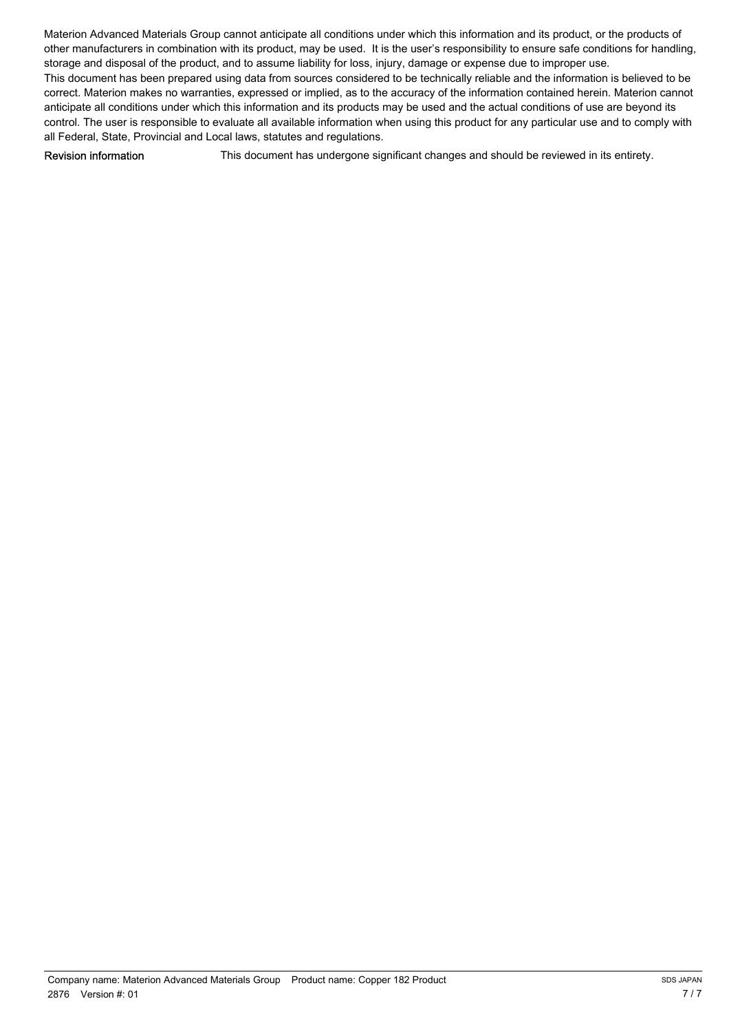Materion Advanced Materials Group cannot anticipate all conditions under which this information and its product, or the products of other manufacturers in combination with its product, may be used. It is the user's responsibility to ensure safe conditions for handling, storage and disposal of the product, and to assume liability for loss, injury, damage or expense due to improper use.
This document has been prepared using data from sources considered to be technically reliable and the information is believed to be correct. Materion makes no warranties, expressed or implied, as to the accuracy of the information contained herein. Materion cannot anticipate all conditions under which this information and its products may be used and the actual conditions of use are beyond its control. The user is responsible to evaluate all available information when using this product for any particular use and to comply with all Federal, State, Provincial and Local laws, statutes and regulations.

| | |
|---|---|
| Revision information | This document has undergone significant changes and should be reviewed in its entirety. |